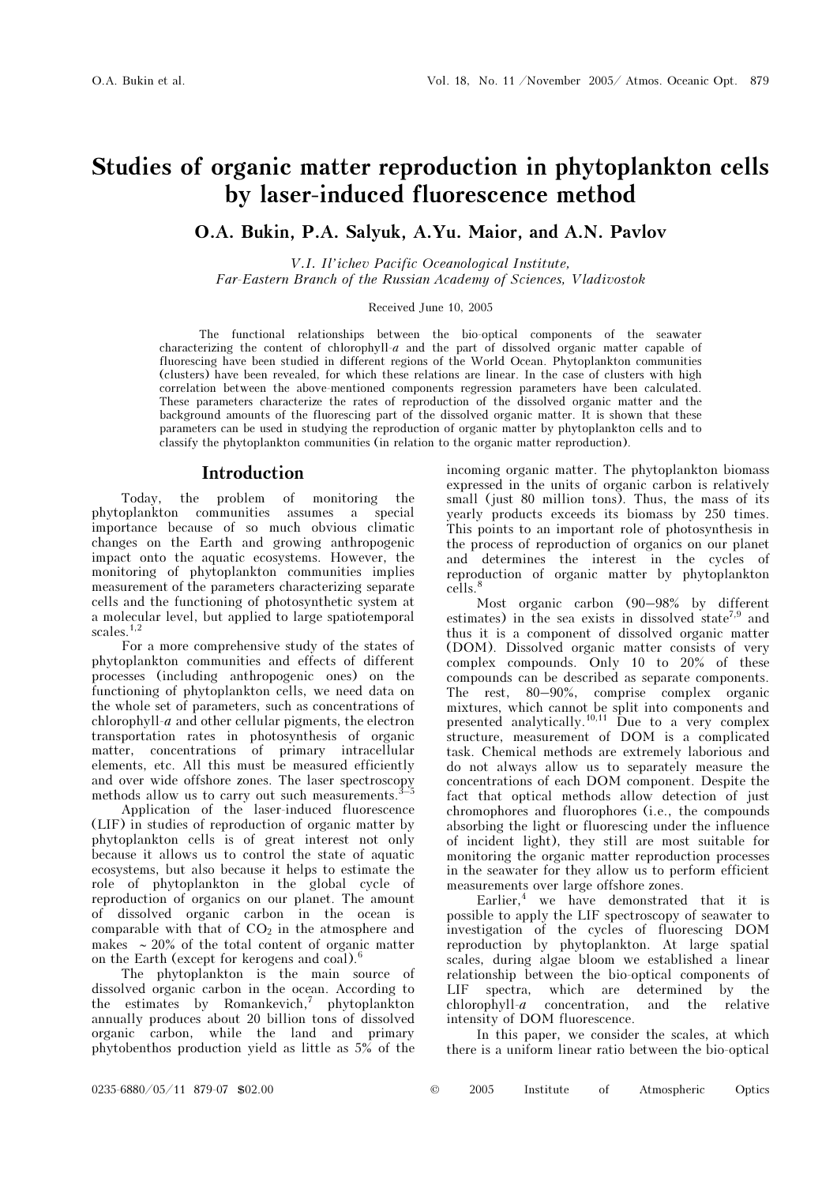# Studies of organic matter reproduction in phytoplankton cells by laser-induced fluorescence method

**O.A. Bukin, P.A. Salyuk, A.Yu. Maior, and A.N. Pavlov**

*V.I. Il'ichev Pacific Oceanological Institute, Far-Eastern Branch of the Russian Academy of Sciences, Vladivostok*

Received June 10, 2005

The functional relationships between the bio-optical components of the seawater characterizing the content of chlorophyll-*a* and the part of dissolved organic matter capable of fluorescing have been studied in different regions of the World Ocean. Phytoplankton communities (clusters) have been revealed, for which these relations are linear. In the case of clusters with high correlation between the above-mentioned components regression parameters have been calculated. These parameters characterize the rates of reproduction of the dissolved organic matter and the background amounts of the fluorescing part of the dissolved organic matter. It is shown that these parameters can be used in studying the reproduction of organic matter by phytoplankton cells and to classify the phytoplankton communities (in relation to the organic matter reproduction).

## Introduction

Today, the problem of monitoring the phytoplankton communities assumes a special importance because of so much obvious climatic changes on the Earth and growing anthropogenic impact onto the aquatic ecosystems. However, the monitoring of phytoplankton communities implies measurement of the parameters characterizing separate cells and the functioning of photosynthetic system at a molecular level, but applied to large spatiotemporal scales.[1,2]

For a more comprehensive study of the states of phytoplankton communities and effects of different processes (including anthropogenic ones) on the functioning of phytoplankton cells, we need data on the whole set of parameters, such as concentrations of chlorophyll-*a* and other cellular pigments, the electron transportation rates in photosynthesis of organic matter, concentrations of primary intracellular elements, etc. All this must be measured efficiently and over wide offshore zones. The laser spectroscopy methods allow us to carry out such measurements.[3–5]

Application of the laser-induced fluorescence (LIF) in studies of reproduction of organic matter by phytoplankton cells is of great interest not only because it allows us to control the state of aquatic ecosystems, but also because it helps to estimate the role of phytoplankton in the global cycle of reproduction of organics on our planet. The amount of dissolved organic carbon in the ocean is comparable with that of $CO_2$ in the atmosphere and makes ~20% of the total content of organic matter on the Earth (except for kerogens and coal).[6]

The phytoplankton is the main source of dissolved organic carbon in the ocean. According to the estimates by Romankevich,[7] phytoplankton annually produces about 20 billion tons of dissolved organic carbon, while the land and primary phytobenthos production yield as little as 5% of the incoming organic matter. The phytoplankton biomass expressed in the units of organic carbon is relatively small (just 80 million tons). Thus, the mass of its yearly products exceeds its biomass by 250 times. This points to an important role of photosynthesis in the process of reproduction of organics on our planet and determines the interest in the cycles of reproduction of organic matter by phytoplankton cells.[8]

Most organic carbon (90–98% by different estimates) in the sea exists in dissolved state[7,9] and thus it is a component of dissolved organic matter (DOM). Dissolved organic matter consists of very complex compounds. Only 10 to 20% of these compounds can be described as separate components. The rest, 80–90%, comprise complex organic mixtures, which cannot be split into components and presented analytically.[10,11] Due to a very complex structure, measurement of DOM is a complicated task. Chemical methods are extremely laborious and do not always allow us to separately measure the concentrations of each DOM component. Despite the fact that optical methods allow detection of just chromophores and fluorophores (i.e., the compounds absorbing the light or fluorescing under the influence of incident light), they still are most suitable for monitoring the organic matter reproduction processes in the seawater for they allow us to perform efficient measurements over large offshore zones.

Earlier,[4] we have demonstrated that it is possible to apply the LIF spectroscopy of seawater to investigation of the cycles of fluorescing DOM reproduction by phytoplankton. At large spatial scales, during algae bloom we established a linear relationship between the bio-optical components of LIF spectra, which are determined by the chlorophyll-*a* concentration, and the relative intensity of DOM fluorescence.

In this paper, we consider the scales, at which there is a uniform linear ratio between the bio-optical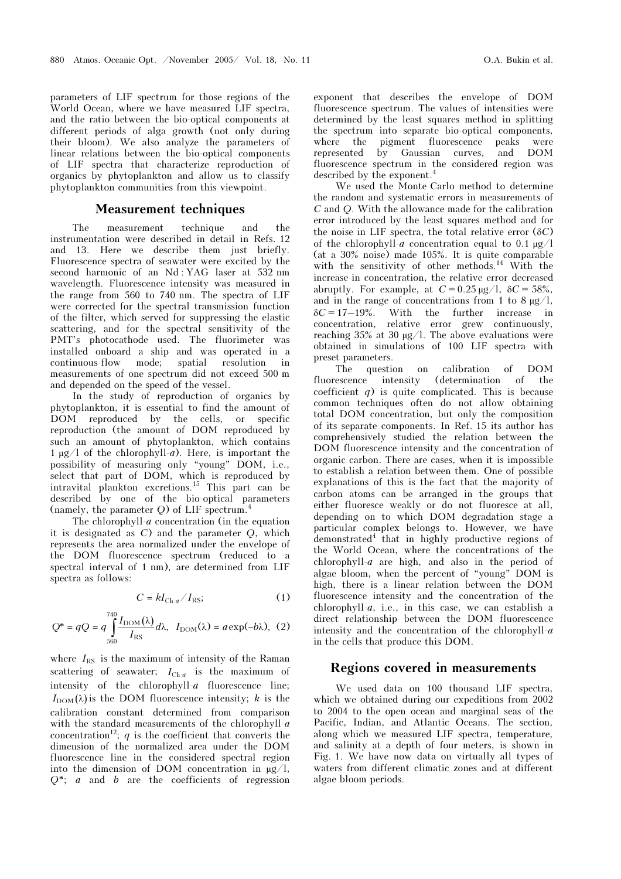parameters of LIF spectrum for those regions of the World Ocean, where we have measured LIF spectra, and the ratio between the bio-optical components at different periods of alga growth (not only during their bloom). We also analyze the parameters of linear relations between the bio-optical components of LIF spectra that characterize reproduction of organics by phytoplankton and allow us to classify phytoplankton communities from this viewpoint.

## Measurement techniques

The measurement technique and the instrumentation were described in detail in Refs. 12 and 13. Here we describe them just briefly. Fluorescence spectra of seawater were excited by the second harmonic of an Nd : YAG laser at 532 nm wavelength. Fluorescence intensity was measured in the range from 560 to 740 nm. The spectra of LIF were corrected for the spectral transmission function of the filter, which served for suppressing the elastic scattering, and for the spectral sensitivity of the PMT's photocathode used. The fluorimeter was installed onboard a ship and was operated in a continuous-flow mode; spatial resolution in measurements of one spectrum did not exceed 500 m and depended on the speed of the vessel.

In the study of reproduction of organics by phytoplankton, it is essential to find the amount of DOM reproduced by the cells, or specific reproduction (the amount of DOM reproduced by such an amount of phytoplankton, which contains 1 μg/l of the chlorophyll-*a*). Here, is important the possibility of measuring only "young" DOM, i.e., select that part of DOM, which is reproduced by intravital plankton excretions.[15] This part can be described by one of the bio-optical parameters (namely, the parameter $Q$) of LIF spectrum.[4]

The chlorophyll-*a* concentration (in the equation it is designated as $C$) and the parameter $Q$, which represents the area normalized under the envelope of the DOM fluorescence spectrum (reduced to a spectral interval of 1 nm), are determined from LIF spectra as follows:

$$C = kI_{\text{Ch-}a}/I_{\text{RS}}; \tag{1}$$

$$Q^* = qQ = q\int_{560}^{740} \frac{I_{\text{DOM}}(\lambda)}{I_{\text{RS}}} d\lambda, \quad I_{\text{DOM}}(\lambda) = a\exp(-b\lambda), \tag{2}$$

where $I_{\text{RS}}$ is the maximum of intensity of the Raman scattering of seawater; $I_{\text{Ch-}a}$ is the maximum of intensity of the chlorophyll-*a* fluorescence line; $I_{\text{DOM}}(\lambda)$ is the DOM fluorescence intensity; $k$ is the calibration constant determined from comparison with the standard measurements of the chlorophyll-*a* concentration[12]; $q$ is the coefficient that converts the dimension of the normalized area under the DOM fluorescence line in the considered spectral region into the dimension of DOM concentration in μg/l, $Q^*$; $a$ and $b$ are the coefficients of regression exponent that describes the envelope of DOM fluorescence spectrum. The values of intensities were determined by the least squares method in splitting the spectrum into separate bio-optical components, where the pigment fluorescence peaks were represented by Gaussian curves, and DOM fluorescence spectrum in the considered region was described by the exponent.[4]

We used the Monte Carlo method to determine the random and systematic errors in measurements of $C$ and $Q$. With the allowance made for the calibration error introduced by the least squares method and for the noise in LIF spectra, the total relative error ($\delta C$) of the chlorophyll-*a* concentration equal to 0.1 μg/l (at a 30% noise) made 105%. It is quite comparable with the sensitivity of other methods.[14] With the increase in concentration, the relative error decreased abruptly. For example, at $C = 0.25$ μg/l, $\delta C = 58\%$, and in the range of concentrations from 1 to 8 μg/l, $\delta C = 17$–$19\%$. With the further increase in concentration, relative error grew continuously, reaching 35% at 30 μg/l. The above evaluations were obtained in simulations of 100 LIF spectra with preset parameters.

The question on calibration of DOM fluorescence intensity (determination of the coefficient $q$) is quite complicated. This is because common techniques often do not allow obtaining total DOM concentration, but only the composition of its separate components. In Ref. 15 its author has comprehensively studied the relation between the DOM fluorescence intensity and the concentration of organic carbon. There are cases, when it is impossible to establish a relation between them. One of possible explanations of this is the fact that the majority of carbon atoms can be arranged in the groups that either fluoresce weakly or do not fluoresce at all, depending on to which DOM degradation stage a particular complex belongs to. However, we have demonstrated[4] that in highly productive regions of the World Ocean, where the concentrations of the chlorophyll-*a* are high, and also in the period of algae bloom, when the percent of "young" DOM is high, there is a linear relation between the DOM fluorescence intensity and the concentration of the chlorophyll-*a*, i.e., in this case, we can establish a direct relationship between the DOM fluorescence intensity and the concentration of the chlorophyll-*a* in the cells that produce this DOM.

## Regions covered in measurements

We used data on 100 thousand LIF spectra, which we obtained during our expeditions from 2002 to 2004 to the open ocean and marginal seas of the Pacific, Indian, and Atlantic Oceans. The section, along which we measured LIF spectra, temperature, and salinity at a depth of four meters, is shown in Fig. 1. We have now data on virtually all types of waters from different climatic zones and at different algae bloom periods.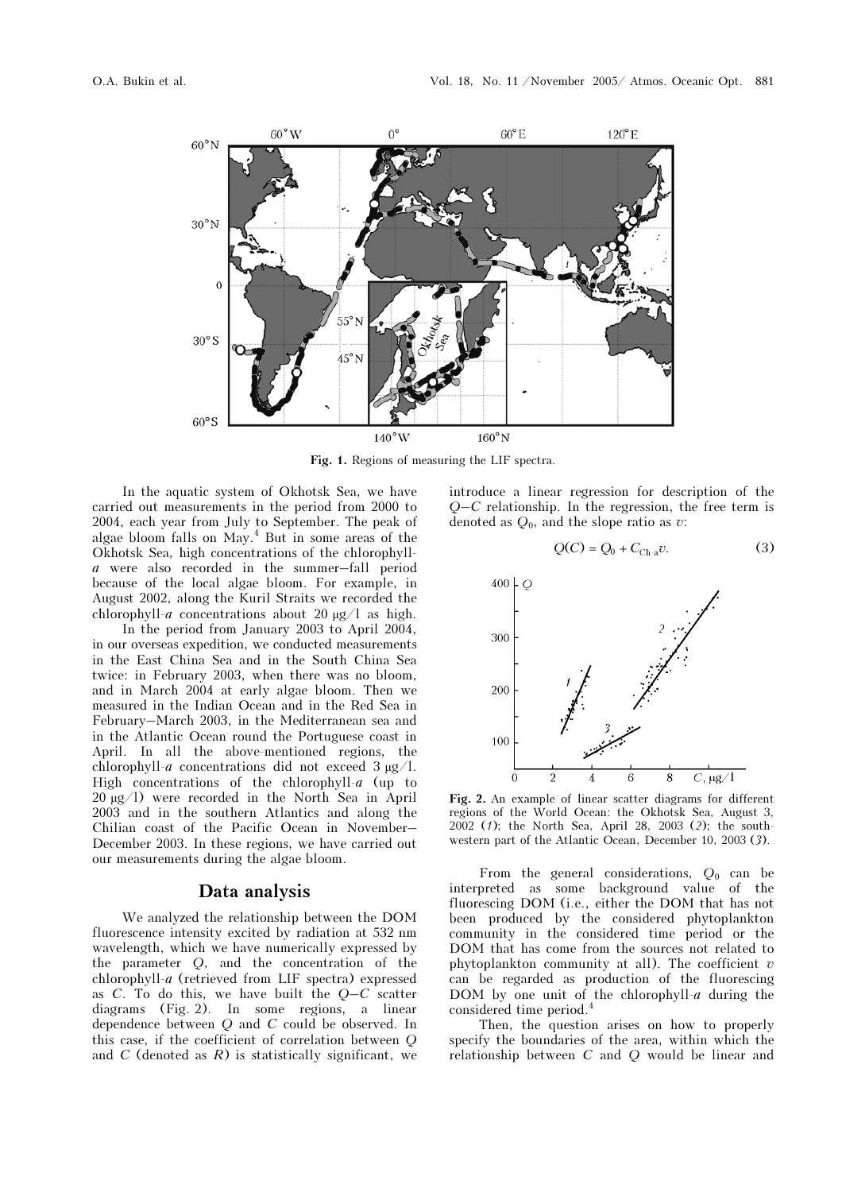Fig. 1. Regions of measuring the LIF spectra.

In the aquatic system of Okhotsk Sea, we have carried out measurements in the period from 2000 to 2004, each year from July to September. The peak of algae bloom falls on May.[4] But in some areas of the Okhotsk Sea, high concentrations of the chlorophyll-*a* were also recorded in the summer–fall period because of the local algae bloom. For example, in August 2002, along the Kuril Straits we recorded the chlorophyll-*a* concentrations about 20 μg/l as high.

In the period from January 2003 to April 2004, in our overseas expedition, we conducted measurements in the East China Sea and in the South China Sea twice: in February 2003, when there was no bloom, and in March 2004 at early algae bloom. Then we measured in the Indian Ocean and in the Red Sea in February–March 2003, in the Mediterranean sea and in the Atlantic Ocean round the Portuguese coast in April. In all the above-mentioned regions, the chlorophyll-*a* concentrations did not exceed 3 μg/l. High concentrations of the chlorophyll-*a* (up to 20 μg/l) were recorded in the North Sea in April 2003 and in the southern Atlantics and along the Chilian coast of the Pacific Ocean in November–December 2003. In these regions, we have carried out our measurements during the algae bloom.

## Data analysis

We analyzed the relationship between the DOM fluorescence intensity excited by radiation at 532 nm wavelength, which we have numerically expressed by the parameter $Q$, and the concentration of the chlorophyll-*a* (retrieved from LIF spectra) expressed as $C$. To do this, we have built the $Q$–$C$ scatter diagrams (Fig. 2). In some regions, a linear dependence between $Q$ and $C$ could be observed. In this case, if the coefficient of correlation between $Q$ and $C$ (denoted as $R$) is statistically significant, we introduce a linear regression for description of the $Q$–$C$ relationship. In the regression, the free term is denoted as $Q_0$, and the slope ratio as $v$:

$$Q(C) = Q_0 + C_{\text{Ch-a}}v. \tag{3}$$

Fig. 2. An example of linear scatter diagrams for different regions of the World Ocean: the Okhotsk Sea, August 3, 2002 (*1*); the North Sea, April 28, 2003 (*2*); the south-western part of the Atlantic Ocean, December 10, 2003 (*3*).

From the general considerations, $Q_0$ can be interpreted as some background value of the fluorescing DOM (i.e., either the DOM that has not been produced by the considered phytoplankton community in the considered time period or the DOM that has come from the sources not related to phytoplankton community at all). The coefficient $v$ can be regarded as production of the fluorescing DOM by one unit of the chlorophyll-*a* during the considered time period.[4]

Then, the question arises on how to properly specify the boundaries of the area, within which the relationship between $C$ and $Q$ would be linear and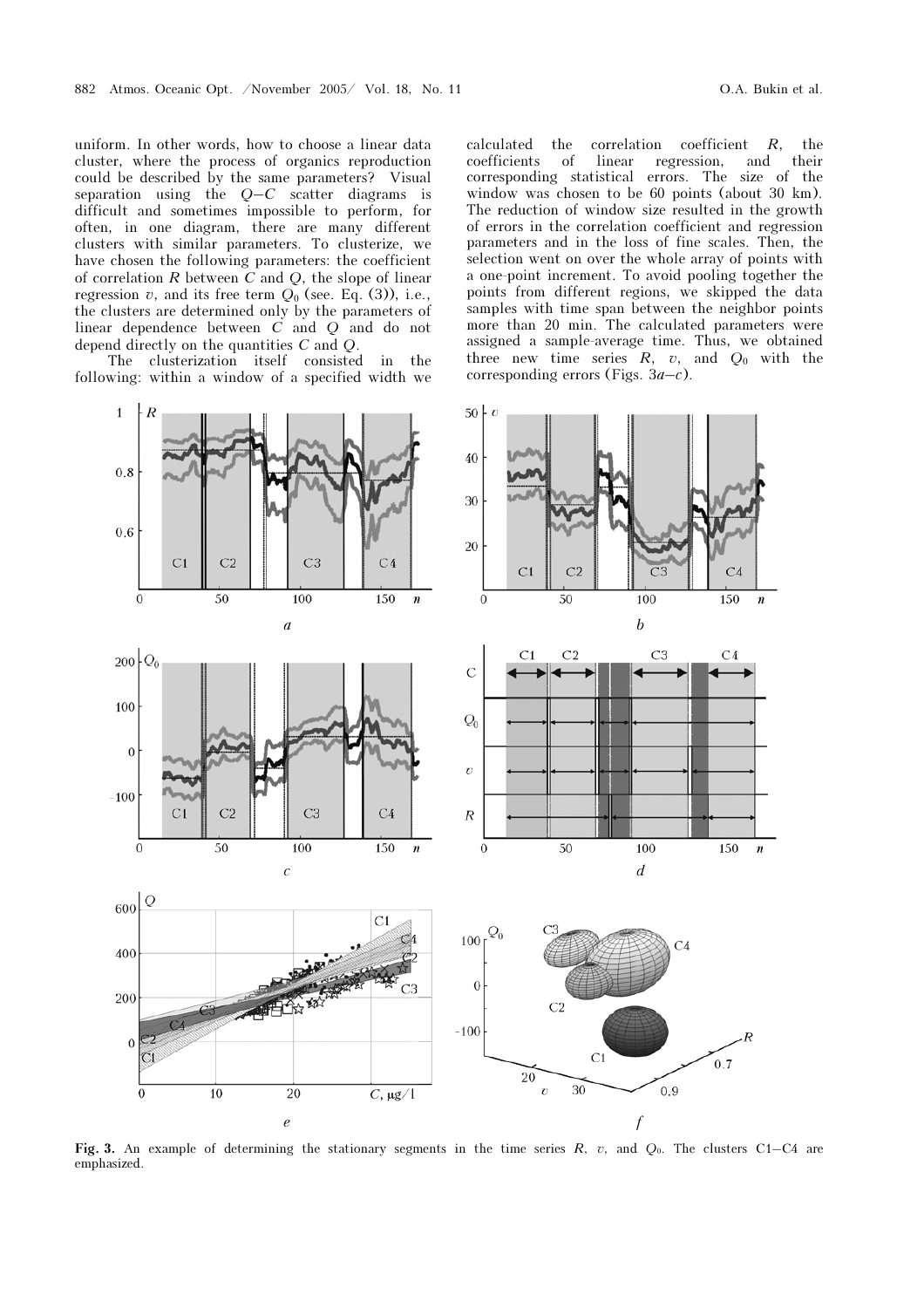uniform. In other words, how to choose a linear data cluster, where the process of organics reproduction could be described by the same parameters? Visual separation using the $Q$–$C$ scatter diagrams is difficult and sometimes impossible to perform, for often, in one diagram, there are many different clusters with similar parameters. To clusterize, we have chosen the following parameters: the coefficient of correlation $R$ between $C$ and $Q$, the slope of linear regression $v$, and its free term $Q_0$ (see. Eq. (3)), i.e., the clusters are determined only by the parameters of linear dependence between $C$ and $Q$ and do not depend directly on the quantities $C$ and $Q$.

The clusterization itself consisted in the following: within a window of a specified width we calculated the correlation coefficient $R$, the coefficients of linear regression, and their corresponding statistical errors. The size of the window was chosen to be 60 points (about 30 km). The reduction of window size resulted in the growth of errors in the correlation coefficient and regression parameters and in the loss of fine scales. Then, the selection went on over the whole array of points with a one-point increment. To avoid pooling together the points from different regions, we skipped the data samples with time span between the neighbor points more than 20 min. The calculated parameters were assigned a sample-average time. Thus, we obtained three new time series $R$, $v$, and $Q_0$ with the corresponding errors (Figs. 3*a*–*c*).

**Fig. 3.** An example of determining the stationary segments in the time series $R$, $v$, and $Q_0$. The clusters C1–C4 are emphasized.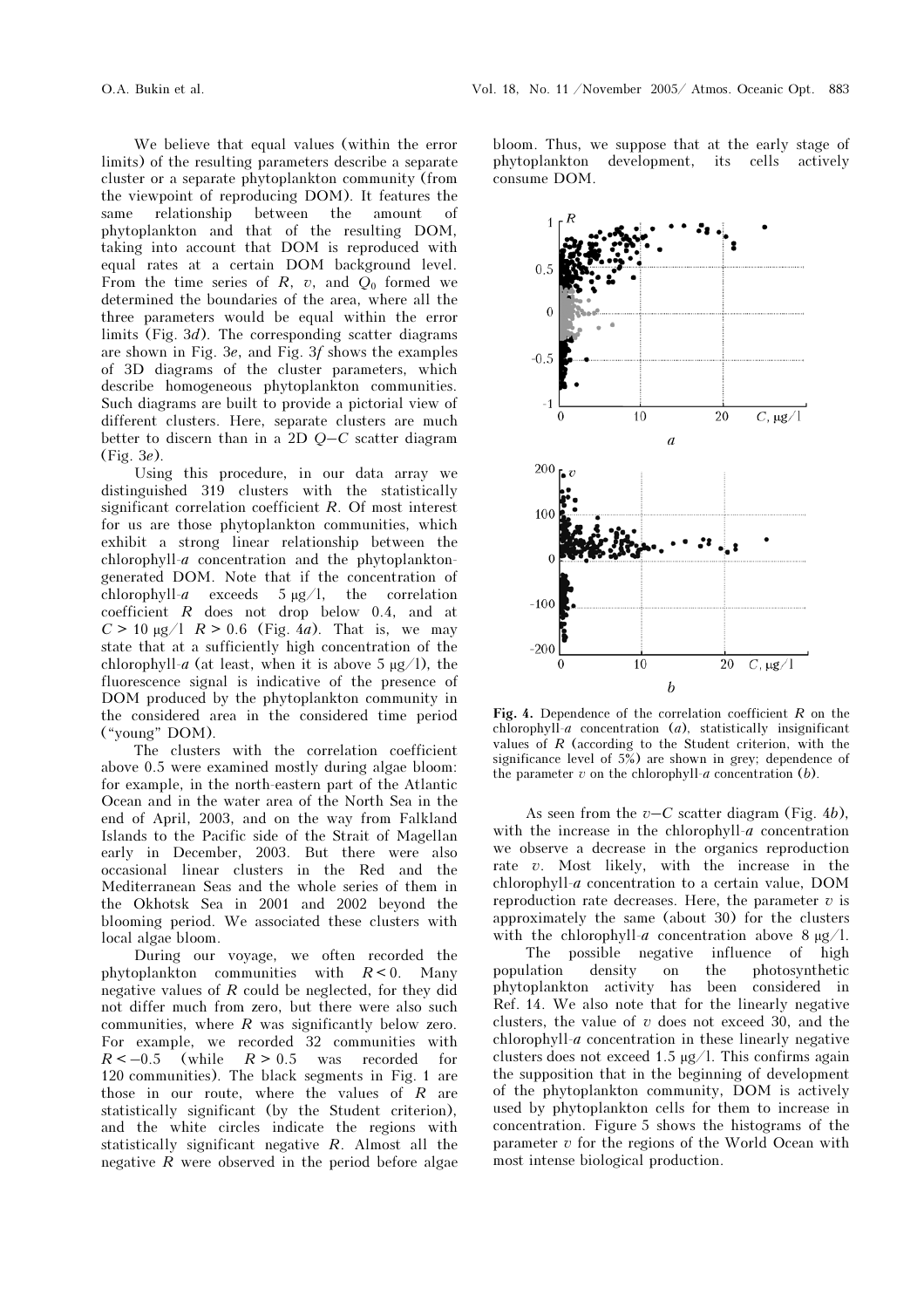We believe that equal values (within the error limits) of the resulting parameters describe a separate cluster or a separate phytoplankton community (from the viewpoint of reproducing DOM). It features the same relationship between the amount of phytoplankton and that of the resulting DOM, taking into account that DOM is reproduced with equal rates at a certain DOM background level. From the time series of $R$, $v$, and $Q_0$ formed we determined the boundaries of the area, where all the three parameters would be equal within the error limits (Fig. 3*d*). The corresponding scatter diagrams are shown in Fig. 3*e*, and Fig. 3*f* shows the examples of 3D diagrams of the cluster parameters, which describe homogeneous phytoplankton communities. Such diagrams are built to provide a pictorial view of different clusters. Here, separate clusters are much better to discern than in a 2D $Q$–$C$ scatter diagram (Fig. 3*e*).

Using this procedure, in our data array we distinguished 319 clusters with the statistically significant correlation coefficient $R$. Of most interest for us are those phytoplankton communities, which exhibit a strong linear relationship between the chlorophyll-*a* concentration and the phytoplankton-generated DOM. Note that if the concentration of chlorophyll-*a* exceeds 5 μg/l, the correlation coefficient $R$ does not drop below 0.4, and at $C > 10$ μg/l $R > 0.6$ (Fig. 4*a*). That is, we may state that at a sufficiently high concentration of the chlorophyll-*a* (at least, when it is above 5 μg/l), the fluorescence signal is indicative of the presence of DOM produced by the phytoplankton community in the considered area in the considered time period ("young" DOM).

The clusters with the correlation coefficient above 0.5 were examined mostly during algae bloom: for example, in the north-eastern part of the Atlantic Ocean and in the water area of the North Sea in the end of April, 2003, and on the way from Falkland Islands to the Pacific side of the Strait of Magellan early in December, 2003. But there were also occasional linear clusters in the Red and the Mediterranean Seas and the whole series of them in the Okhotsk Sea in 2001 and 2002 beyond the blooming period. We associated these clusters with local algae bloom.

During our voyage, we often recorded the phytoplankton communities with $R < 0$. Many negative values of $R$ could be neglected, for they did not differ much from zero, but there were also such communities, where $R$ was significantly below zero. For example, we recorded 32 communities with $R < -0.5$ (while $R > 0.5$ was recorded for 120 communities). The black segments in Fig. 1 are those in our route, where the values of $R$ are statistically significant (by the Student criterion), and the white circles indicate the regions with statistically significant negative $R$. Almost all the negative $R$ were observed in the period before algae bloom. Thus, we suppose that at the early stage of phytoplankton development, its cells actively consume DOM.

**Fig. 4.** Dependence of the correlation coefficient $R$ on the chlorophyll-*a* concentration (*a*), statistically insignificant values of $R$ (according to the Student criterion, with the significance level of 5%) are shown in grey; dependence of the parameter $v$ on the chlorophyll-*a* concentration (*b*).

As seen from the $v$–$C$ scatter diagram (Fig. 4*b*), with the increase in the chlorophyll-*a* concentration we observe a decrease in the organics reproduction rate $v$. Most likely, with the increase in the chlorophyll-*a* concentration to a certain value, DOM reproduction rate decreases. Here, the parameter $v$ is approximately the same (about 30) for the clusters with the chlorophyll-*a* concentration above 8 μg/l.

The possible negative influence of high population density on the photosynthetic phytoplankton activity has been considered in Ref. 14. We also note that for the linearly negative clusters, the value of $v$ does not exceed 30, and the chlorophyll-*a* concentration in these linearly negative clusters does not exceed 1.5 μg/l. This confirms again the supposition that in the beginning of development of the phytoplankton community, DOM is actively used by phytoplankton cells for them to increase in concentration. Figure 5 shows the histograms of the parameter $v$ for the regions of the World Ocean with most intense biological production.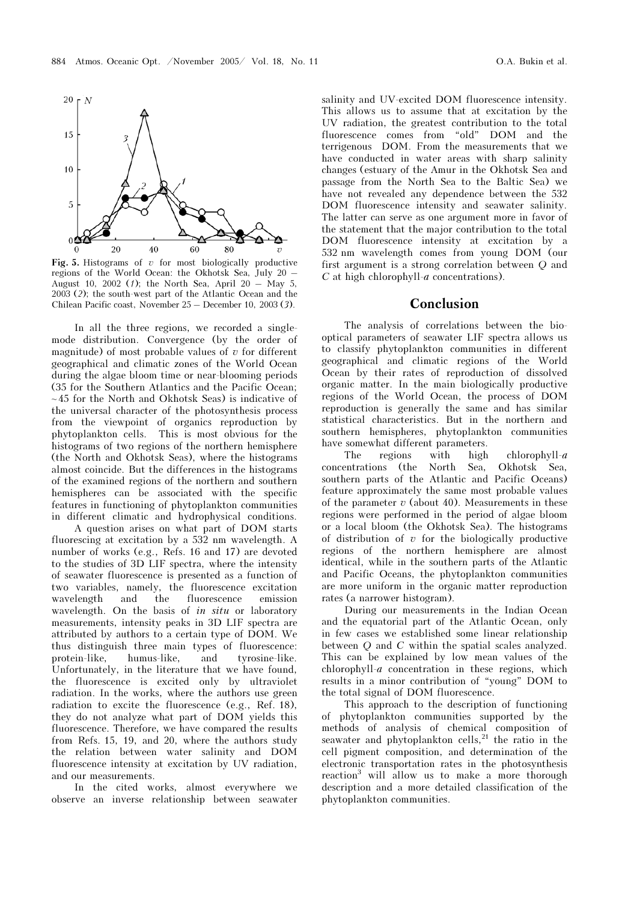Fig. 5. Histograms of $v$ for most biologically productive regions of the World Ocean: the Okhotsk Sea, July 20 – August 10, 2002 (*1*); the North Sea, April 20 – May 5, 2003 (*2*); the south-west part of the Atlantic Ocean and the Chilean Pacific coast, November 25 – December 10, 2003 (*3*).

In all the three regions, we recorded a single-mode distribution. Convergence (by the order of magnitude) of most probable values of $v$ for different geographical and climatic zones of the World Ocean during the algae bloom time or near-blooming periods (35 for the Southern Atlantics and the Pacific Ocean; ~45 for the North and Okhotsk Seas) is indicative of the universal character of the photosynthesis process from the viewpoint of organics reproduction by phytoplankton cells. This is most obvious for the histograms of two regions of the northern hemisphere (the North and Okhotsk Seas), where the histograms almost coincide. But the differences in the histograms of the examined regions of the northern and southern hemispheres can be associated with the specific features in functioning of phytoplankton communities in different climatic and hydrophysical conditions.

A question arises on what part of DOM starts fluorescing at excitation by a 532 nm wavelength. A number of works (e.g., Refs. 16 and 17) are devoted to the studies of 3D LIF spectra, where the intensity of seawater fluorescence is presented as a function of two variables, namely, the fluorescence excitation wavelength and the fluorescence emission wavelength. On the basis of *in situ* or laboratory measurements, intensity peaks in 3D LIF spectra are attributed by authors to a certain type of DOM. We thus distinguish three main types of fluorescence: protein-like, humus-like, and tyrosine-like. Unfortunately, in the literature that we have found, the fluorescence is excited only by ultraviolet radiation. In the works, where the authors use green radiation to excite the fluorescence (e.g., Ref. 18), they do not analyze what part of DOM yields this fluorescence. Therefore, we have compared the results from Refs. 15, 19, and 20, where the authors study the relation between water salinity and DOM fluorescence intensity at excitation by UV radiation, and our measurements.

In the cited works, almost everywhere we observe an inverse relationship between seawater salinity and UV-excited DOM fluorescence intensity. This allows us to assume that at excitation by the UV radiation, the greatest contribution to the total fluorescence comes from "old" DOM and the terrigenous DOM. From the measurements that we have conducted in water areas with sharp salinity changes (estuary of the Amur in the Okhotsk Sea and passage from the North Sea to the Baltic Sea) we have not revealed any dependence between the 532 DOM fluorescence intensity and seawater salinity. The latter can serve as one argument more in favor of the statement that the major contribution to the total DOM fluorescence intensity at excitation by a 532 nm wavelength comes from young DOM (our first argument is a strong correlation between $Q$ and $C$ at high chlorophyll-*a* concentrations).

## Conclusion

The analysis of correlations between the bio-optical parameters of seawater LIF spectra allows us to classify phytoplankton communities in different geographical and climatic regions of the World Ocean by their rates of reproduction of dissolved organic matter. In the main biologically productive regions of the World Ocean, the process of DOM reproduction is generally the same and has similar statistical characteristics. But in the northern and southern hemispheres, phytoplankton communities have somewhat different parameters.

The regions with high chlorophyll-*a* concentrations (the North Sea, Okhotsk Sea, southern parts of the Atlantic and Pacific Oceans) feature approximately the same most probable values of the parameter $v$ (about 40). Measurements in these regions were performed in the period of algae bloom or a local bloom (the Okhotsk Sea). The histograms of distribution of $v$ for the biologically productive regions of the northern hemisphere are almost identical, while in the southern parts of the Atlantic and Pacific Oceans, the phytoplankton communities are more uniform in the organic matter reproduction rates (a narrower histogram).

During our measurements in the Indian Ocean and the equatorial part of the Atlantic Ocean, only in few cases we established some linear relationship between $Q$ and $C$ within the spatial scales analyzed. This can be explained by low mean values of the chlorophyll-*a* concentration in these regions, which results in a minor contribution of "young" DOM to the total signal of DOM fluorescence.

This approach to the description of functioning of phytoplankton communities supported by the methods of analysis of chemical composition of seawater and phytoplankton cells,[21] the ratio in the cell pigment composition, and determination of the electronic transportation rates in the photosynthesis reaction[3] will allow us to make a more thorough description and a more detailed classification of the phytoplankton communities.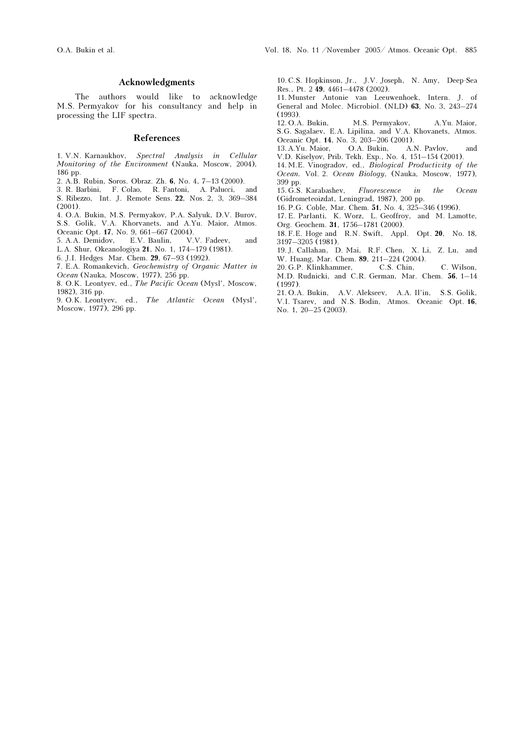## Acknowledgments

The authors would like to acknowledge M.S. Permyakov for his consultancy and help in processing the LIF spectra.

## References

1. V.N. Karnaukhov, *Spectral Analysis in Cellular Monitoring of the Environment* (Nauka, Moscow, 2004), 186 pp.
2. A.B. Rubin, Soros. Obraz. Zh. **6**, No. 4, 7–13 (2000).
3. R. Barbini, F. Colao, R. Fantoni, A. Palucci, and S. Ribezzo, Int. J. Remote Sens. **22**, Nos. 2, 3, 369–384 (2001).
4. O.A. Bukin, M.S. Permyakov, P.A. Salyuk, D.V. Burov, S.S. Golik, V.A. Khorvanets, and A.Yu. Maior, Atmos. Oceanic Opt. **17**, No. 9, 661–667 (2004).
5. A.A. Demidov, E.V. Baulin, V.V. Fadeev, and L.A. Shur, Okeanologiya **21**, No. 1, 174–179 (1981).
6. J.I. Hedges Mar. Chem. **29**, 67–93 (1992).
7. E.A. Romankevich, *Geochemistry of Organic Matter in Ocean* (Nauka, Moscow, 1977), 256 pp.
8. O.K. Leontyev, ed., *The Pacific Ocean* (Mysl', Moscow, 1982), 316 pp.
9. O.K. Leontyev, ed., *The Atlantic Ocean* (Mysl', Moscow, 1977), 296 pp.
10. C.S. Hopkinson, Jr., J.V. Joseph, N. Amy, Deep-Sea Res., Pt. 2 **49**, 4461–4478 (2002).
11. Munster Antonie van Leeuwenhoek, Intern. J. of General and Molec. Microbiol. (NLD) **63**, No. 3, 243–274 (1993).
12. O.A. Bukin, M.S. Permyakov, A.Yu. Maior, S.G. Sagalaev, E.A. Lipilina, and V.A. Khovanets, Atmos. Oceanic Opt. **14**, No. 3, 203–206 (2001).
13. A.Yu. Maior, O.A. Bukin, A.N. Pavlov, and V.D. Kiselyov, Prib. Tekh. Exp., No. 4, 151–154 (2001).
14. M.E. Vinogradov, ed., *Biological Productivity of the Ocean*. Vol. 2. *Ocean Biology*, (Nauka, Moscow, 1977), 399 pp.
15. G.S. Karabashev, *Fluorescence in the Ocean* (Gidrometeoizdat, Leningrad, 1987), 200 pp.
16. P.G. Coble, Mar. Chem. **51**, No. 4, 325–346 (1996).
17. E. Parlanti, K. Worz, L. Geoffroy, and M. Lamotte, Org. Geochem. **31**, 1756–1781 (2000).
18. F.E. Hoge and R.N. Swift, Appl. Opt. **20**, No. 18, 3197–3205 (1981).
19. J. Callahan, D. Mai, R.F. Chen, X. Li, Z. Lu, and W. Huang, Mar. Chem. **89**, 211–224 (2004).
20. G.P. Klinkhammer, C.S. Chin, C. Wilson, M.D. Rudnicki, and C.R. German, Mar. Chem. **56**, 1–14 (1997).
21. O.A. Bukin, A.V. Alekseev, A.A. Il'in, S.S. Golik, V.I. Tsarev, and N.S. Bodin, Atmos. Oceanic Opt. **16**, No. 1, 20–25 (2003).